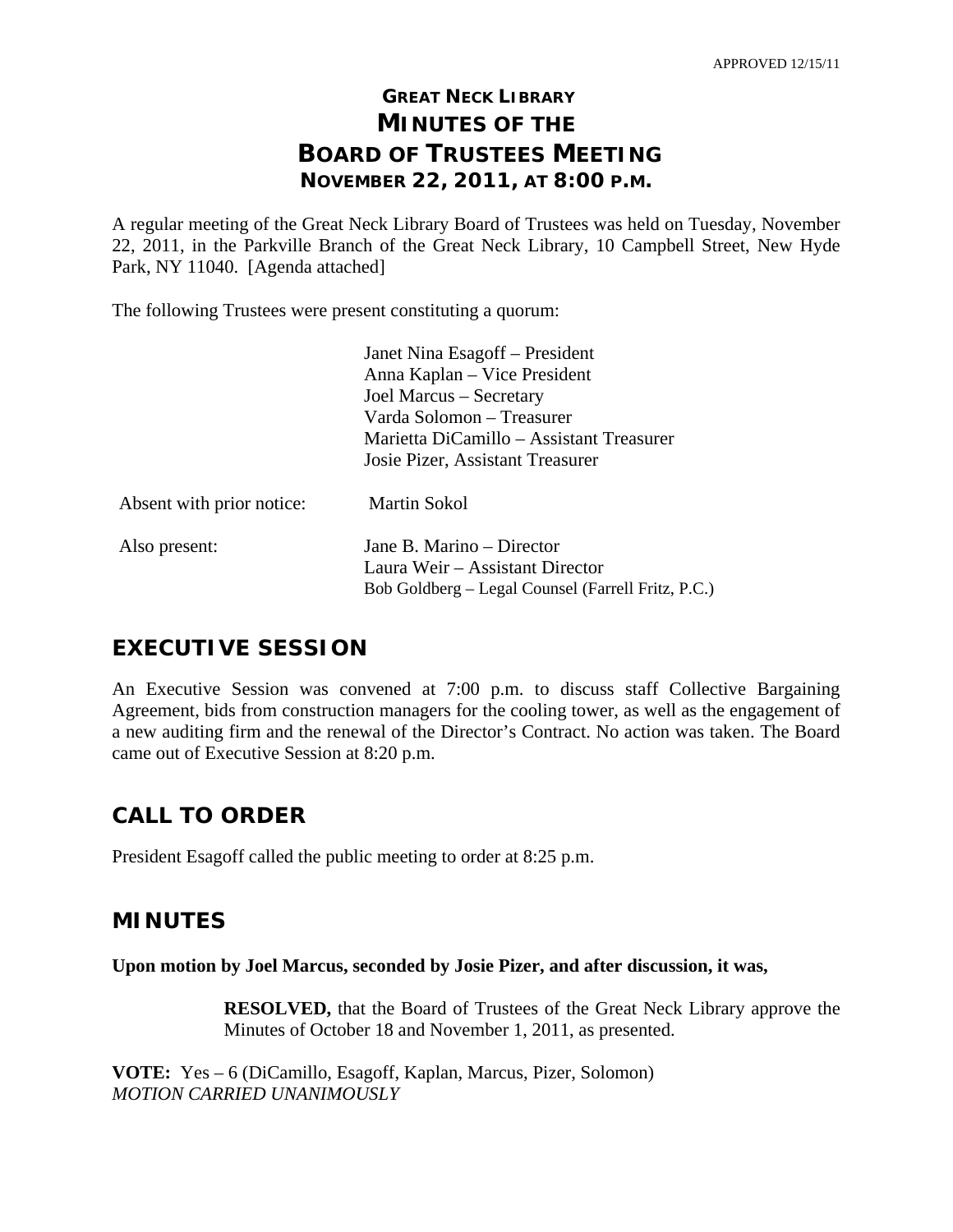APPROVED 12/15/11

# GREAT NECK LIBRARY
# MINUTES OF THE
# BOARD OF TRUSTEES MEETING
## NOVEMBER 22, 2011, AT 8:00 P.M.

A regular meeting of the Great Neck Library Board of Trustees was held on Tuesday, November 22, 2011, in the Parkville Branch of the Great Neck Library, 10 Campbell Street, New Hyde Park, NY 11040. [Agenda attached]

The following Trustees were present constituting a quorum:

Janet Nina Esagoff – President
Anna Kaplan – Vice President
Joel Marcus – Secretary
Varda Solomon – Treasurer
Marietta DiCamillo – Assistant Treasurer
Josie Pizer, Assistant Treasurer

Absent with prior notice: Martin Sokol

Also present:
Jane B. Marino – Director
Laura Weir – Assistant Director
Bob Goldberg – Legal Counsel (Farrell Fritz, P.C.)

## EXECUTIVE SESSION

An Executive Session was convened at 7:00 p.m. to discuss staff Collective Bargaining Agreement, bids from construction managers for the cooling tower, as well as the engagement of a new auditing firm and the renewal of the Director's Contract. No action was taken. The Board came out of Executive Session at 8:20 p.m.

## CALL TO ORDER

President Esagoff called the public meeting to order at 8:25 p.m.

## MINUTES

**Upon motion by Joel Marcus, seconded by Josie Pizer, and after discussion, it was,**

> **RESOLVED,** that the Board of Trustees of the Great Neck Library approve the Minutes of October 18 and November 1, 2011, as presented.

**VOTE:** Yes – 6 (DiCamillo, Esagoff, Kaplan, Marcus, Pizer, Solomon)
*MOTION CARRIED UNANIMOUSLY*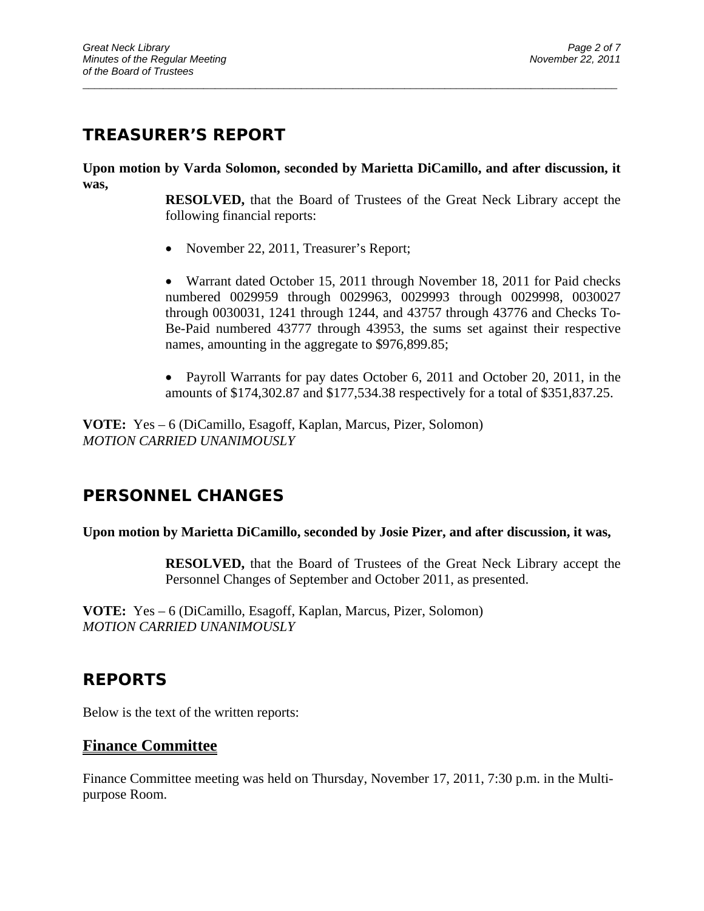## TREASURER'S REPORT

**Upon motion by Varda Solomon, seconded by Marietta DiCamillo, and after discussion, it was,**

> **RESOLVED,** that the Board of Trustees of the Great Neck Library accept the following financial reports:
>
> - November 22, 2011, Treasurer's Report;
>
> - Warrant dated October 15, 2011 through November 18, 2011 for Paid checks numbered 0029959 through 0029963, 0029993 through 0029998, 0030027 through 0030031, 1241 through 1244, and 43757 through 43776 and Checks To-Be-Paid numbered 43777 through 43953, the sums set against their respective names, amounting in the aggregate to $976,899.85;
>
> - Payroll Warrants for pay dates October 6, 2011 and October 20, 2011, in the amounts of $174,302.87 and $177,534.38 respectively for a total of $351,837.25.

**VOTE:** Yes – 6 (DiCamillo, Esagoff, Kaplan, Marcus, Pizer, Solomon)
*MOTION CARRIED UNANIMOUSLY*

## PERSONNEL CHANGES

**Upon motion by Marietta DiCamillo, seconded by Josie Pizer, and after discussion, it was,**

> **RESOLVED,** that the Board of Trustees of the Great Neck Library accept the Personnel Changes of September and October 2011, as presented.

**VOTE:** Yes – 6 (DiCamillo, Esagoff, Kaplan, Marcus, Pizer, Solomon)
*MOTION CARRIED UNANIMOUSLY*

## REPORTS

Below is the text of the written reports:

### Finance Committee

Finance Committee meeting was held on Thursday, November 17, 2011, 7:30 p.m. in the Multi-purpose Room.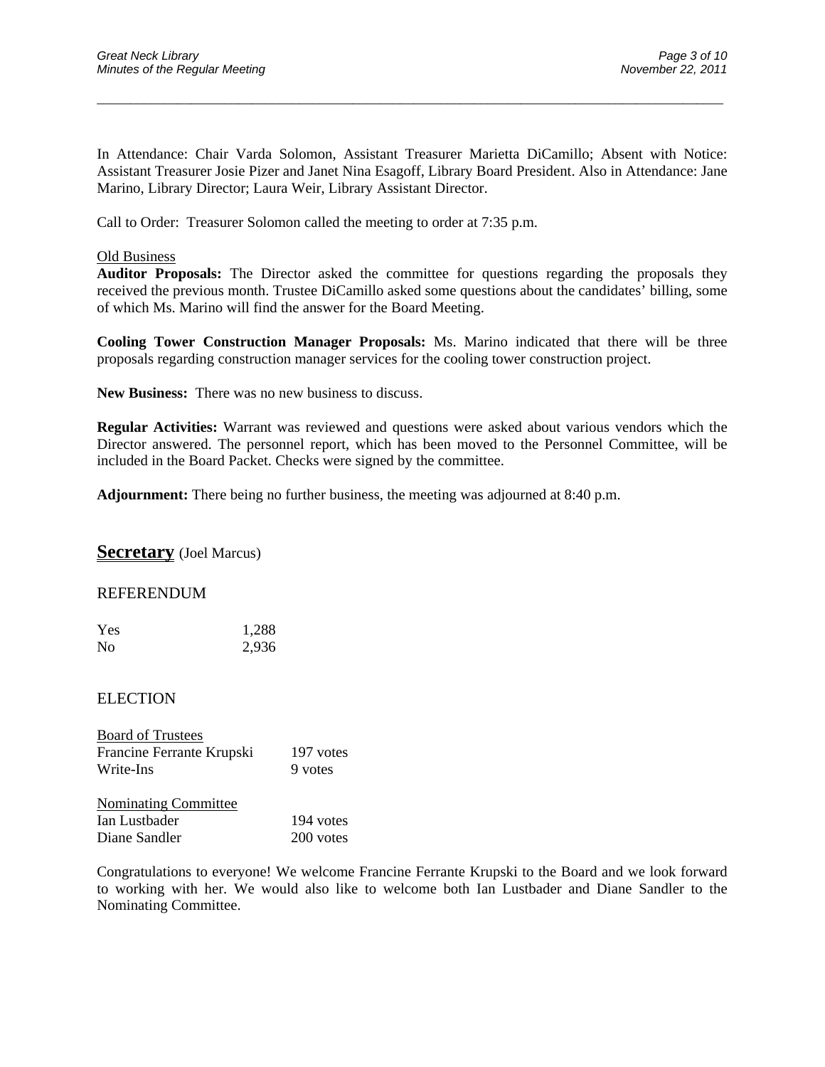In Attendance: Chair Varda Solomon, Assistant Treasurer Marietta DiCamillo; Absent with Notice: Assistant Treasurer Josie Pizer and Janet Nina Esagoff, Library Board President. Also in Attendance: Jane Marino, Library Director; Laura Weir, Library Assistant Director.

Call to Order: Treasurer Solomon called the meeting to order at 7:35 p.m.

Old Business

**Auditor Proposals:** The Director asked the committee for questions regarding the proposals they received the previous month. Trustee DiCamillo asked some questions about the candidates' billing, some of which Ms. Marino will find the answer for the Board Meeting.

**Cooling Tower Construction Manager Proposals:** Ms. Marino indicated that there will be three proposals regarding construction manager services for the cooling tower construction project.

**New Business:** There was no new business to discuss.

**Regular Activities:** Warrant was reviewed and questions were asked about various vendors which the Director answered. The personnel report, which has been moved to the Personnel Committee, will be included in the Board Packet. Checks were signed by the committee.

**Adjournment:** There being no further business, the meeting was adjourned at 8:40 p.m.

## Secretary (Joel Marcus)

REFERENDUM

| | |
|---|---|
| Yes | 1,288 |
| No | 2,936 |

ELECTION

| Board of Trustees | |
|---|---|
| Francine Ferrante Krupski | 197 votes |
| Write-Ins | 9 votes |

| Nominating Committee | |
|---|---|
| Ian Lustbader | 194 votes |
| Diane Sandler | 200 votes |

Congratulations to everyone! We welcome Francine Ferrante Krupski to the Board and we look forward to working with her. We would also like to welcome both Ian Lustbader and Diane Sandler to the Nominating Committee.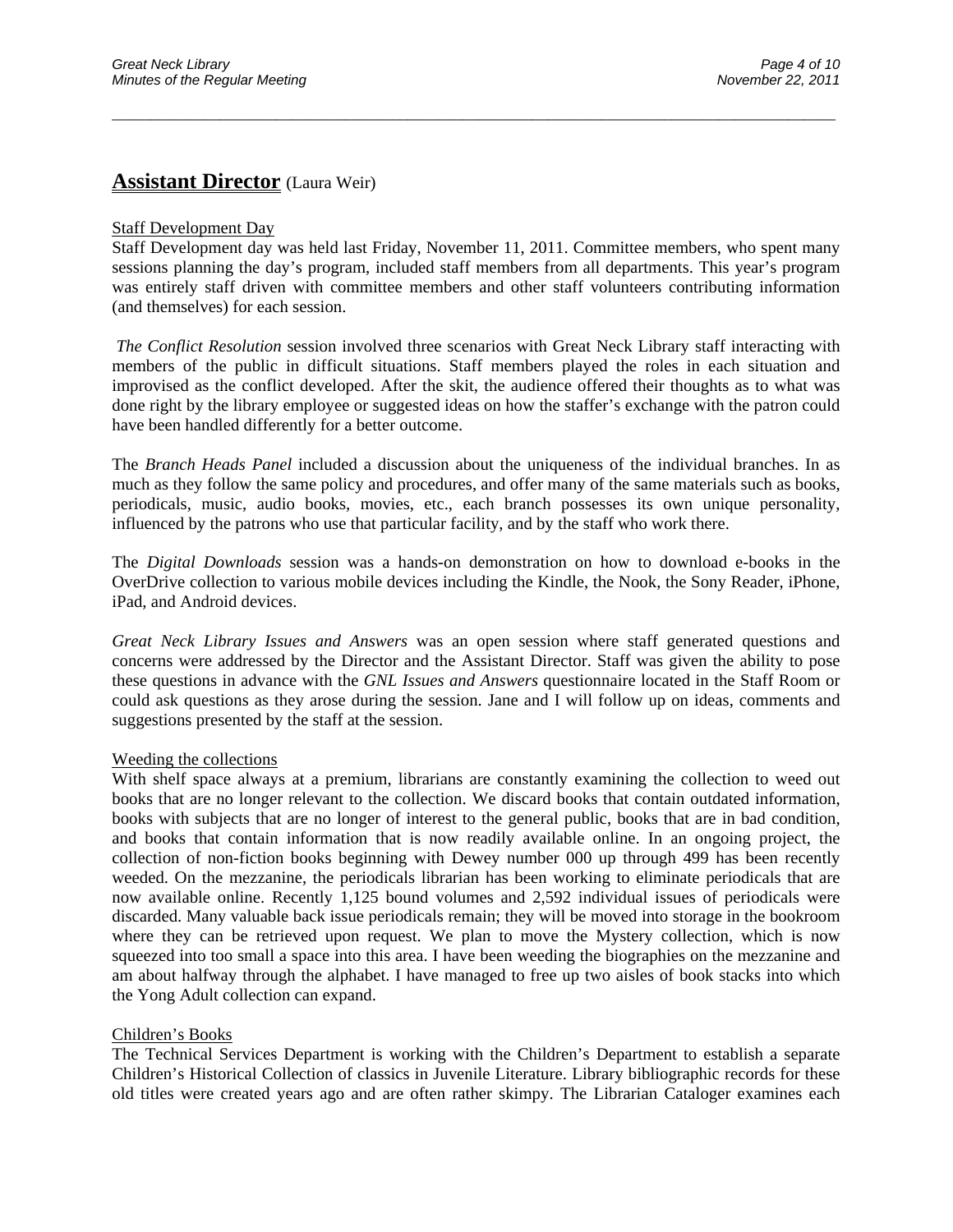## **Assistant Director** (Laura Weir)

Staff Development Day

Staff Development day was held last Friday, November 11, 2011. Committee members, who spent many sessions planning the day's program, included staff members from all departments. This year's program was entirely staff driven with committee members and other staff volunteers contributing information (and themselves) for each session.

*The Conflict Resolution* session involved three scenarios with Great Neck Library staff interacting with members of the public in difficult situations. Staff members played the roles in each situation and improvised as the conflict developed. After the skit, the audience offered their thoughts as to what was done right by the library employee or suggested ideas on how the staffer's exchange with the patron could have been handled differently for a better outcome.

The *Branch Heads Panel* included a discussion about the uniqueness of the individual branches. In as much as they follow the same policy and procedures, and offer many of the same materials such as books, periodicals, music, audio books, movies, etc., each branch possesses its own unique personality, influenced by the patrons who use that particular facility, and by the staff who work there.

The *Digital Downloads* session was a hands-on demonstration on how to download e-books in the OverDrive collection to various mobile devices including the Kindle, the Nook, the Sony Reader, iPhone, iPad, and Android devices.

*Great Neck Library Issues and Answers* was an open session where staff generated questions and concerns were addressed by the Director and the Assistant Director. Staff was given the ability to pose these questions in advance with the *GNL Issues and Answers* questionnaire located in the Staff Room or could ask questions as they arose during the session. Jane and I will follow up on ideas, comments and suggestions presented by the staff at the session.

Weeding the collections

With shelf space always at a premium, librarians are constantly examining the collection to weed out books that are no longer relevant to the collection. We discard books that contain outdated information, books with subjects that are no longer of interest to the general public, books that are in bad condition, and books that contain information that is now readily available online. In an ongoing project, the collection of non-fiction books beginning with Dewey number 000 up through 499 has been recently weeded. On the mezzanine, the periodicals librarian has been working to eliminate periodicals that are now available online. Recently 1,125 bound volumes and 2,592 individual issues of periodicals were discarded. Many valuable back issue periodicals remain; they will be moved into storage in the bookroom where they can be retrieved upon request. We plan to move the Mystery collection, which is now squeezed into too small a space into this area. I have been weeding the biographies on the mezzanine and am about halfway through the alphabet. I have managed to free up two aisles of book stacks into which the Yong Adult collection can expand.

Children's Books

The Technical Services Department is working with the Children's Department to establish a separate Children's Historical Collection of classics in Juvenile Literature. Library bibliographic records for these old titles were created years ago and are often rather skimpy. The Librarian Cataloger examines each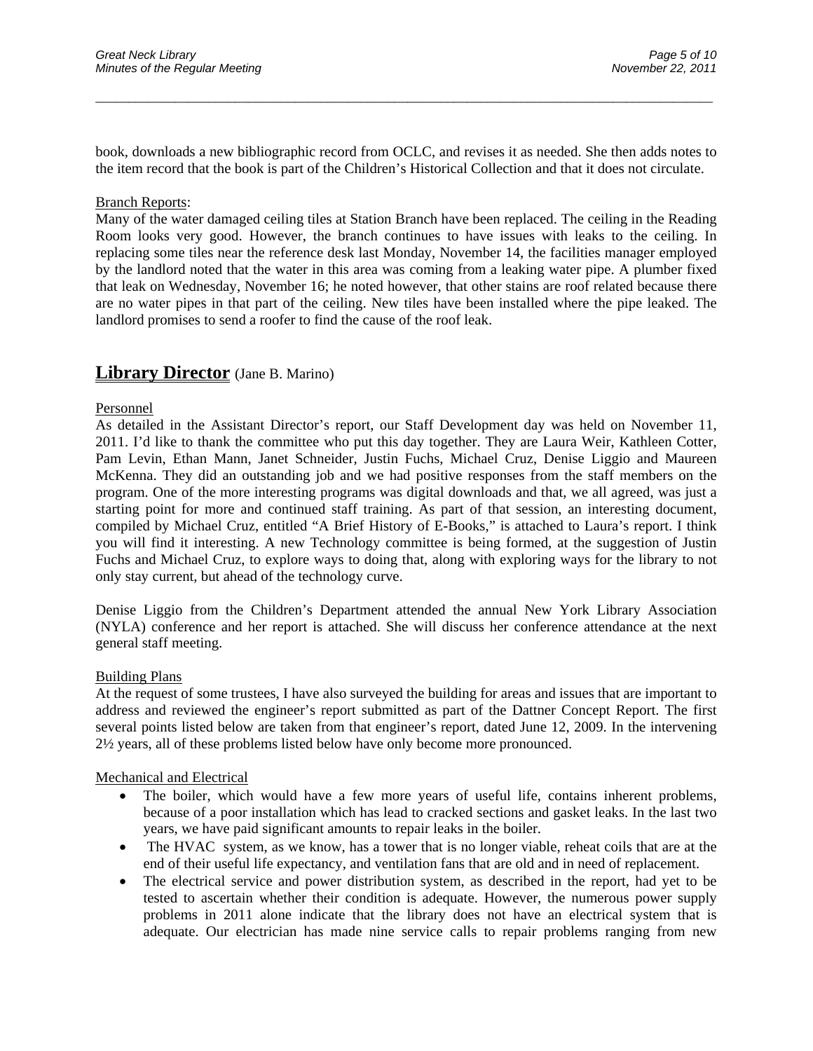book, downloads a new bibliographic record from OCLC, and revises it as needed. She then adds notes to the item record that the book is part of the Children's Historical Collection and that it does not circulate.

Branch Reports:

Many of the water damaged ceiling tiles at Station Branch have been replaced. The ceiling in the Reading Room looks very good. However, the branch continues to have issues with leaks to the ceiling. In replacing some tiles near the reference desk last Monday, November 14, the facilities manager employed by the landlord noted that the water in this area was coming from a leaking water pipe. A plumber fixed that leak on Wednesday, November 16; he noted however, that other stains are roof related because there are no water pipes in that part of the ceiling. New tiles have been installed where the pipe leaked. The landlord promises to send a roofer to find the cause of the roof leak.

## Library Director (Jane B. Marino)

Personnel

As detailed in the Assistant Director's report, our Staff Development day was held on November 11, 2011. I'd like to thank the committee who put this day together. They are Laura Weir, Kathleen Cotter, Pam Levin, Ethan Mann, Janet Schneider, Justin Fuchs, Michael Cruz, Denise Liggio and Maureen McKenna. They did an outstanding job and we had positive responses from the staff members on the program. One of the more interesting programs was digital downloads and that, we all agreed, was just a starting point for more and continued staff training. As part of that session, an interesting document, compiled by Michael Cruz, entitled "A Brief History of E-Books," is attached to Laura's report. I think you will find it interesting. A new Technology committee is being formed, at the suggestion of Justin Fuchs and Michael Cruz, to explore ways to doing that, along with exploring ways for the library to not only stay current, but ahead of the technology curve.

Denise Liggio from the Children's Department attended the annual New York Library Association (NYLA) conference and her report is attached. She will discuss her conference attendance at the next general staff meeting.

Building Plans

At the request of some trustees, I have also surveyed the building for areas and issues that are important to address and reviewed the engineer's report submitted as part of the Dattner Concept Report. The first several points listed below are taken from that engineer's report, dated June 12, 2009. In the intervening 2½ years, all of these problems listed below have only become more pronounced.

Mechanical and Electrical

- The boiler, which would have a few more years of useful life, contains inherent problems, because of a poor installation which has lead to cracked sections and gasket leaks. In the last two years, we have paid significant amounts to repair leaks in the boiler.
- The HVAC system, as we know, has a tower that is no longer viable, reheat coils that are at the end of their useful life expectancy, and ventilation fans that are old and in need of replacement.
- The electrical service and power distribution system, as described in the report, had yet to be tested to ascertain whether their condition is adequate. However, the numerous power supply problems in 2011 alone indicate that the library does not have an electrical system that is adequate. Our electrician has made nine service calls to repair problems ranging from new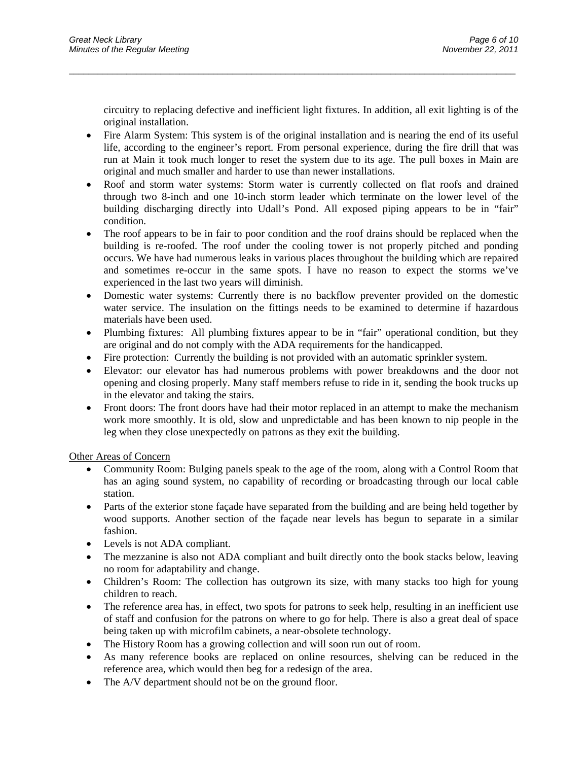circuitry to replacing defective and inefficient light fixtures. In addition, all exit lighting is of the original installation.

- Fire Alarm System: This system is of the original installation and is nearing the end of its useful life, according to the engineer's report. From personal experience, during the fire drill that was run at Main it took much longer to reset the system due to its age. The pull boxes in Main are original and much smaller and harder to use than newer installations.
- Roof and storm water systems: Storm water is currently collected on flat roofs and drained through two 8-inch and one 10-inch storm leader which terminate on the lower level of the building discharging directly into Udall's Pond. All exposed piping appears to be in "fair" condition.
- The roof appears to be in fair to poor condition and the roof drains should be replaced when the building is re-roofed. The roof under the cooling tower is not properly pitched and ponding occurs. We have had numerous leaks in various places throughout the building which are repaired and sometimes re-occur in the same spots. I have no reason to expect the storms we've experienced in the last two years will diminish.
- Domestic water systems: Currently there is no backflow preventer provided on the domestic water service. The insulation on the fittings needs to be examined to determine if hazardous materials have been used.
- Plumbing fixtures: All plumbing fixtures appear to be in "fair" operational condition, but they are original and do not comply with the ADA requirements for the handicapped.
- Fire protection: Currently the building is not provided with an automatic sprinkler system.
- Elevator: our elevator has had numerous problems with power breakdowns and the door not opening and closing properly. Many staff members refuse to ride in it, sending the book trucks up in the elevator and taking the stairs.
- Front doors: The front doors have had their motor replaced in an attempt to make the mechanism work more smoothly. It is old, slow and unpredictable and has been known to nip people in the leg when they close unexpectedly on patrons as they exit the building.

<u>Other Areas of Concern</u>

- Community Room: Bulging panels speak to the age of the room, along with a Control Room that has an aging sound system, no capability of recording or broadcasting through our local cable station.
- Parts of the exterior stone façade have separated from the building and are being held together by wood supports. Another section of the façade near levels has begun to separate in a similar fashion.
- Levels is not ADA compliant.
- The mezzanine is also not ADA compliant and built directly onto the book stacks below, leaving no room for adaptability and change.
- Children's Room: The collection has outgrown its size, with many stacks too high for young children to reach.
- The reference area has, in effect, two spots for patrons to seek help, resulting in an inefficient use of staff and confusion for the patrons on where to go for help. There is also a great deal of space being taken up with microfilm cabinets, a near-obsolete technology.
- The History Room has a growing collection and will soon run out of room.
- As many reference books are replaced on online resources, shelving can be reduced in the reference area, which would then beg for a redesign of the area.
- The A/V department should not be on the ground floor.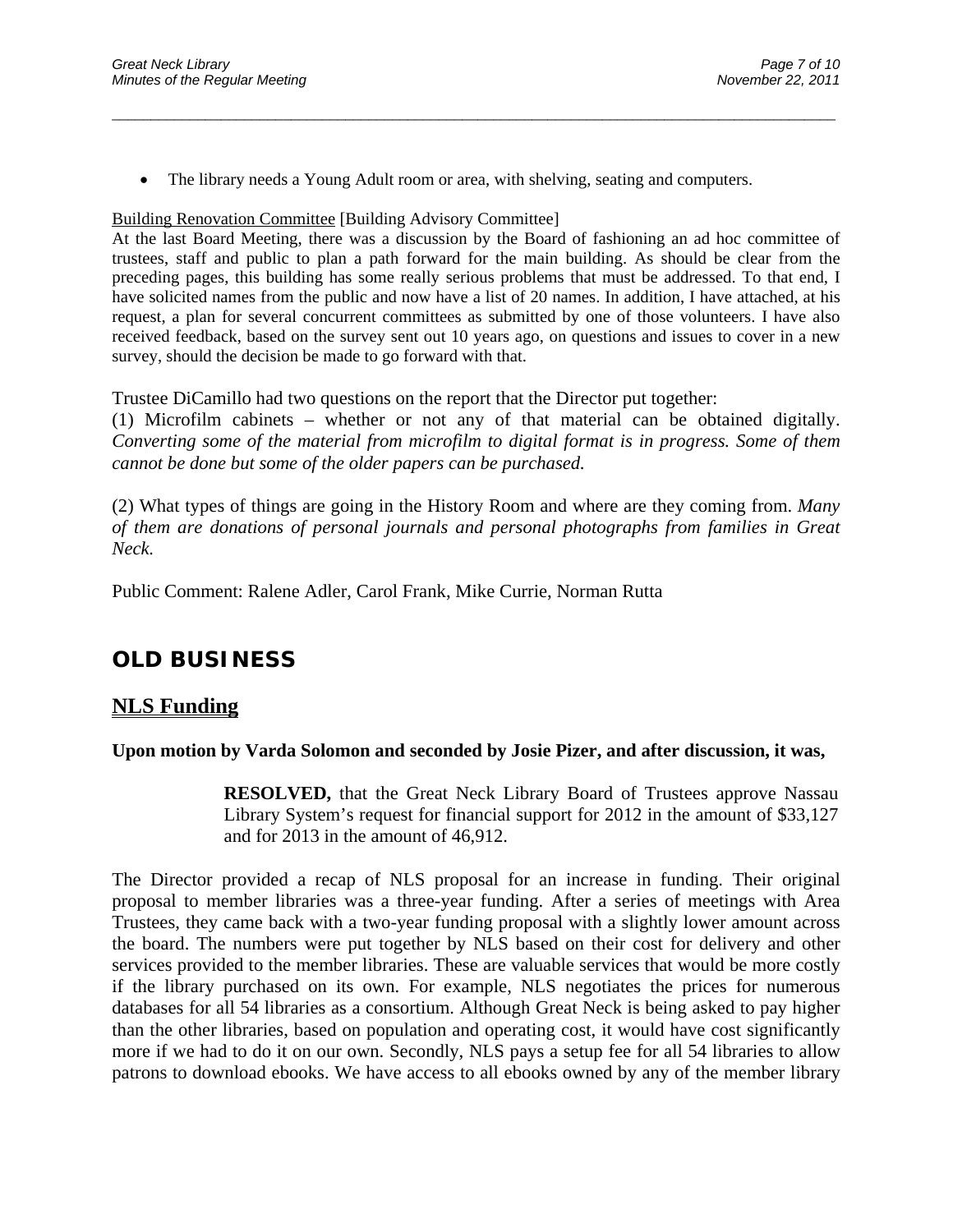- The library needs a Young Adult room or area, with shelving, seating and computers.

Building Renovation Committee [Building Advisory Committee]

At the last Board Meeting, there was a discussion by the Board of fashioning an ad hoc committee of trustees, staff and public to plan a path forward for the main building. As should be clear from the preceding pages, this building has some really serious problems that must be addressed. To that end, I have solicited names from the public and now have a list of 20 names. In addition, I have attached, at his request, a plan for several concurrent committees as submitted by one of those volunteers. I have also received feedback, based on the survey sent out 10 years ago, on questions and issues to cover in a new survey, should the decision be made to go forward with that.

Trustee DiCamillo had two questions on the report that the Director put together:

(1) Microfilm cabinets – whether or not any of that material can be obtained digitally. *Converting some of the material from microfilm to digital format is in progress. Some of them cannot be done but some of the older papers can be purchased.*

(2) What types of things are going in the History Room and where are they coming from. *Many of them are donations of personal journals and personal photographs from families in Great Neck.*

Public Comment: Ralene Adler, Carol Frank, Mike Currie, Norman Rutta

# OLD BUSINESS

## NLS Funding

**Upon motion by Varda Solomon and seconded by Josie Pizer, and after discussion, it was,**

> **RESOLVED,** that the Great Neck Library Board of Trustees approve Nassau Library System's request for financial support for 2012 in the amount of $33,127 and for 2013 in the amount of 46,912.

The Director provided a recap of NLS proposal for an increase in funding. Their original proposal to member libraries was a three-year funding. After a series of meetings with Area Trustees, they came back with a two-year funding proposal with a slightly lower amount across the board. The numbers were put together by NLS based on their cost for delivery and other services provided to the member libraries. These are valuable services that would be more costly if the library purchased on its own. For example, NLS negotiates the prices for numerous databases for all 54 libraries as a consortium. Although Great Neck is being asked to pay higher than the other libraries, based on population and operating cost, it would have cost significantly more if we had to do it on our own. Secondly, NLS pays a setup fee for all 54 libraries to allow patrons to download ebooks. We have access to all ebooks owned by any of the member library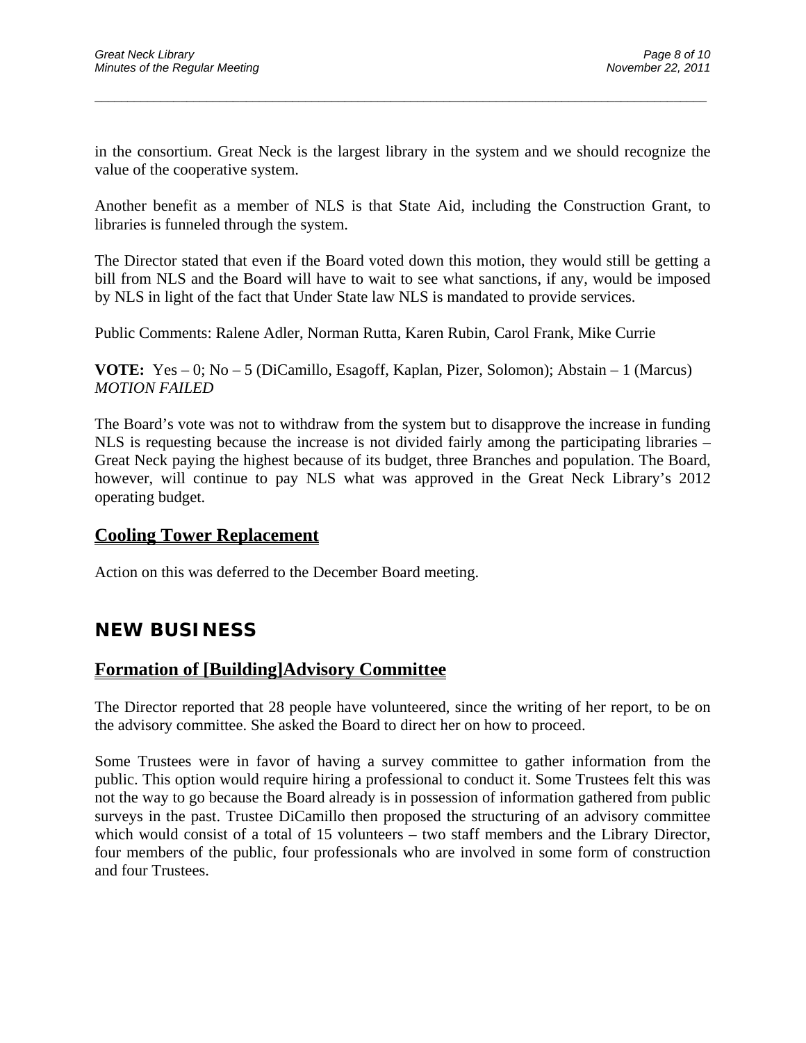in the consortium. Great Neck is the largest library in the system and we should recognize the value of the cooperative system.

Another benefit as a member of NLS is that State Aid, including the Construction Grant, to libraries is funneled through the system.

The Director stated that even if the Board voted down this motion, they would still be getting a bill from NLS and the Board will have to wait to see what sanctions, if any, would be imposed by NLS in light of the fact that Under State law NLS is mandated to provide services.

Public Comments: Ralene Adler, Norman Rutta, Karen Rubin, Carol Frank, Mike Currie

**VOTE:** Yes – 0; No – 5 (DiCamillo, Esagoff, Kaplan, Pizer, Solomon); Abstain – 1 (Marcus)
*MOTION FAILED*

The Board's vote was not to withdraw from the system but to disapprove the increase in funding NLS is requesting because the increase is not divided fairly among the participating libraries – Great Neck paying the highest because of its budget, three Branches and population. The Board, however, will continue to pay NLS what was approved in the Great Neck Library's 2012 operating budget.

## Cooling Tower Replacement

Action on this was deferred to the December Board meeting.

# NEW BUSINESS

## Formation of [Building]Advisory Committee

The Director reported that 28 people have volunteered, since the writing of her report, to be on the advisory committee. She asked the Board to direct her on how to proceed.

Some Trustees were in favor of having a survey committee to gather information from the public. This option would require hiring a professional to conduct it. Some Trustees felt this was not the way to go because the Board already is in possession of information gathered from public surveys in the past. Trustee DiCamillo then proposed the structuring of an advisory committee which would consist of a total of 15 volunteers – two staff members and the Library Director, four members of the public, four professionals who are involved in some form of construction and four Trustees.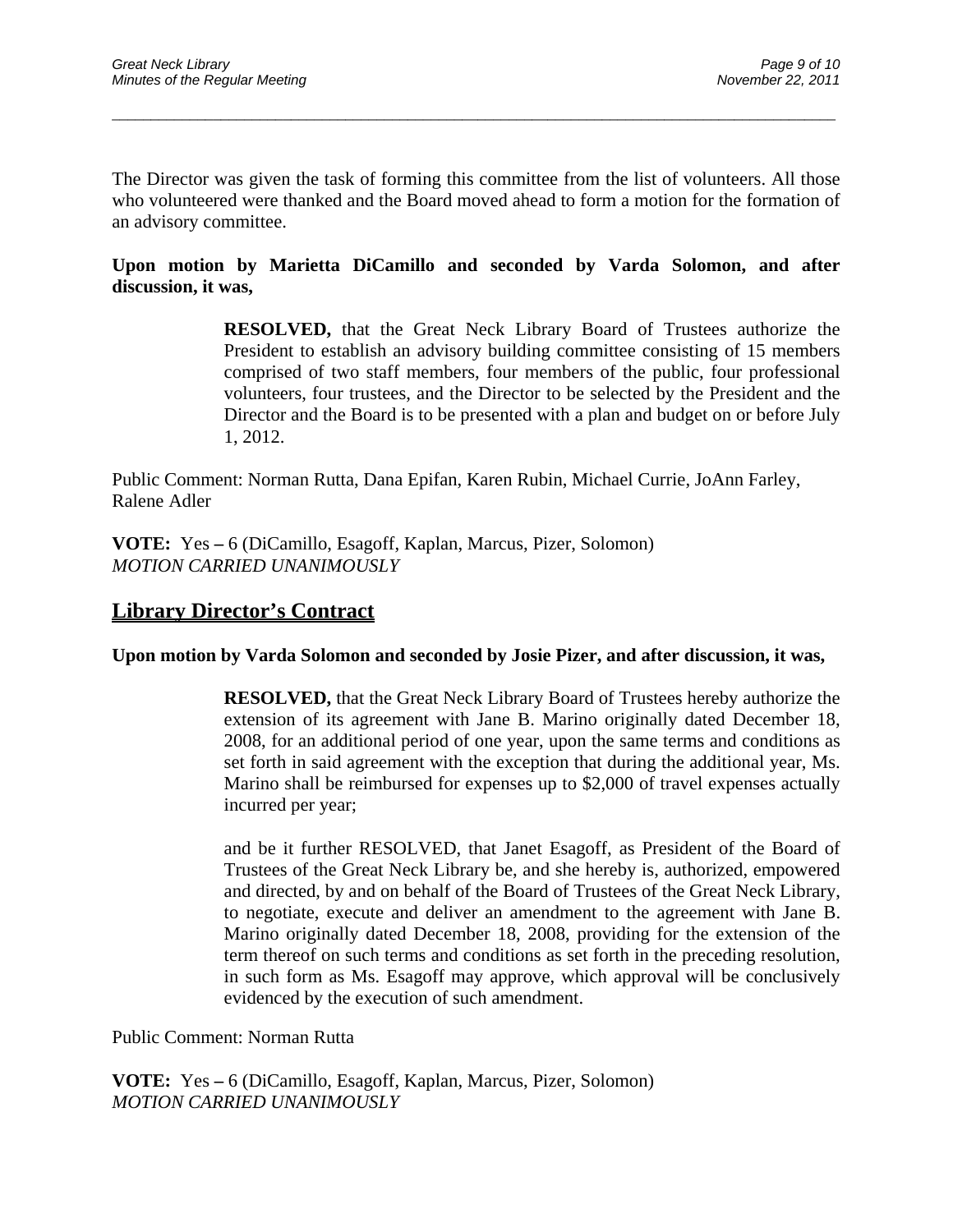The Director was given the task of forming this committee from the list of volunteers. All those who volunteered were thanked and the Board moved ahead to form a motion for the formation of an advisory committee.

**Upon motion by Marietta DiCamillo and seconded by Varda Solomon, and after discussion, it was,**

> **RESOLVED,** that the Great Neck Library Board of Trustees authorize the President to establish an advisory building committee consisting of 15 members comprised of two staff members, four members of the public, four professional volunteers, four trustees, and the Director to be selected by the President and the Director and the Board is to be presented with a plan and budget on or before July 1, 2012.

Public Comment: Norman Rutta, Dana Epifan, Karen Rubin, Michael Currie, JoAnn Farley, Ralene Adler

**VOTE:** Yes **–** 6 (DiCamillo, Esagoff, Kaplan, Marcus, Pizer, Solomon)
*MOTION CARRIED UNANIMOUSLY*

## Library Director's Contract

**Upon motion by Varda Solomon and seconded by Josie Pizer, and after discussion, it was,**

> **RESOLVED,** that the Great Neck Library Board of Trustees hereby authorize the extension of its agreement with Jane B. Marino originally dated December 18, 2008, for an additional period of one year, upon the same terms and conditions as set forth in said agreement with the exception that during the additional year, Ms. Marino shall be reimbursed for expenses up to $2,000 of travel expenses actually incurred per year;
>
> and be it further RESOLVED, that Janet Esagoff, as President of the Board of Trustees of the Great Neck Library be, and she hereby is, authorized, empowered and directed, by and on behalf of the Board of Trustees of the Great Neck Library, to negotiate, execute and deliver an amendment to the agreement with Jane B. Marino originally dated December 18, 2008, providing for the extension of the term thereof on such terms and conditions as set forth in the preceding resolution, in such form as Ms. Esagoff may approve, which approval will be conclusively evidenced by the execution of such amendment.

Public Comment: Norman Rutta

**VOTE:** Yes **–** 6 (DiCamillo, Esagoff, Kaplan, Marcus, Pizer, Solomon)
*MOTION CARRIED UNANIMOUSLY*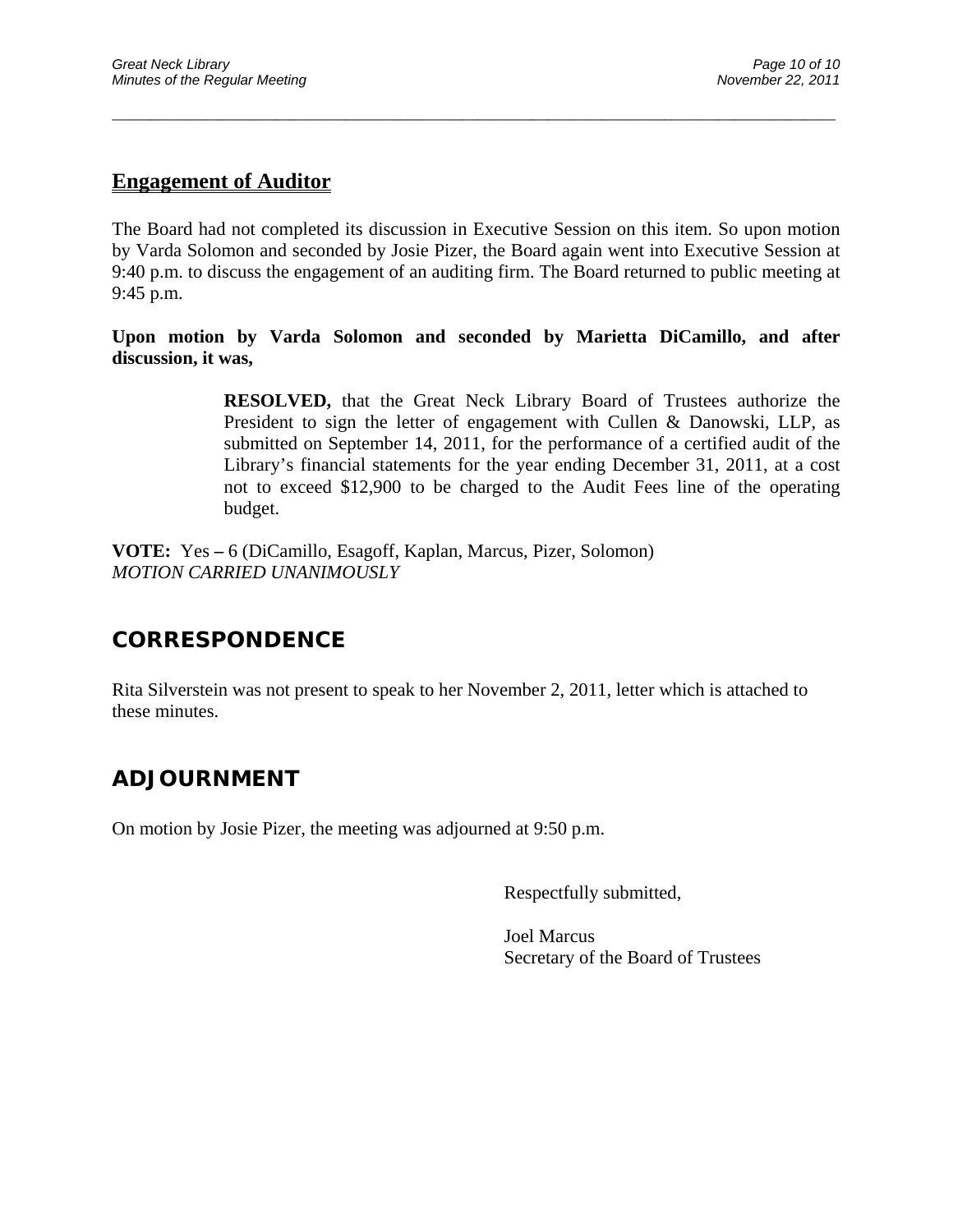## Engagement of Auditor

The Board had not completed its discussion in Executive Session on this item. So upon motion by Varda Solomon and seconded by Josie Pizer, the Board again went into Executive Session at 9:40 p.m. to discuss the engagement of an auditing firm. The Board returned to public meeting at 9:45 p.m.

**Upon motion by Varda Solomon and seconded by Marietta DiCamillo, and after discussion, it was,**

> **RESOLVED,** that the Great Neck Library Board of Trustees authorize the President to sign the letter of engagement with Cullen & Danowski, LLP, as submitted on September 14, 2011, for the performance of a certified audit of the Library's financial statements for the year ending December 31, 2011, at a cost not to exceed $12,900 to be charged to the Audit Fees line of the operating budget.

**VOTE:** Yes – 6 (DiCamillo, Esagoff, Kaplan, Marcus, Pizer, Solomon)
*MOTION CARRIED UNANIMOUSLY*

## CORRESPONDENCE

Rita Silverstein was not present to speak to her November 2, 2011, letter which is attached to these minutes.

## ADJOURNMENT

On motion by Josie Pizer, the meeting was adjourned at 9:50 p.m.

Respectfully submitted,

Joel Marcus
Secretary of the Board of Trustees